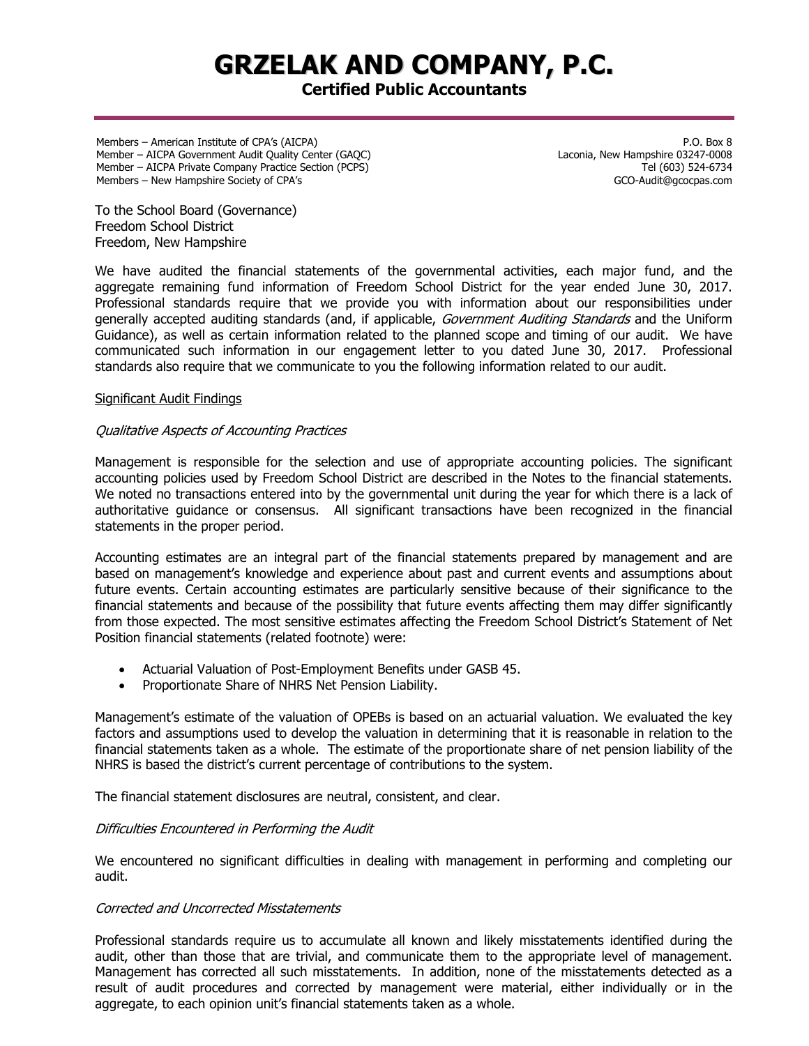# GRZELAK AND COMPANY, P.C.

**Certified Public Accountants**

Members – American Institute of CPA's (AICPA)
Member – AICPA Government Audit Quality Center (GAQC)
Member – AICPA Private Company Practice Section (PCPS)
Members – New Hampshire Society of CPA's

P.O. Box 8
Laconia, New Hampshire 03247-0008
Tel (603) 524-6734
GCO-Audit@gcocpas.com

To the School Board (Governance)
Freedom School District
Freedom, New Hampshire

We have audited the financial statements of the governmental activities, each major fund, and the aggregate remaining fund information of Freedom School District for the year ended June 30, 2017. Professional standards require that we provide you with information about our responsibilities under generally accepted auditing standards (and, if applicable, *Government Auditing Standards* and the Uniform Guidance), as well as certain information related to the planned scope and timing of our audit. We have communicated such information in our engagement letter to you dated June 30, 2017. Professional standards also require that we communicate to you the following information related to our audit.

## Significant Audit Findings

### *Qualitative Aspects of Accounting Practices*

Management is responsible for the selection and use of appropriate accounting policies. The significant accounting policies used by Freedom School District are described in the Notes to the financial statements. We noted no transactions entered into by the governmental unit during the year for which there is a lack of authoritative guidance or consensus. All significant transactions have been recognized in the financial statements in the proper period.

Accounting estimates are an integral part of the financial statements prepared by management and are based on management's knowledge and experience about past and current events and assumptions about future events. Certain accounting estimates are particularly sensitive because of their significance to the financial statements and because of the possibility that future events affecting them may differ significantly from those expected. The most sensitive estimates affecting the Freedom School District's Statement of Net Position financial statements (related footnote) were:

- Actuarial Valuation of Post-Employment Benefits under GASB 45.
- Proportionate Share of NHRS Net Pension Liability.

Management's estimate of the valuation of OPEBs is based on an actuarial valuation. We evaluated the key factors and assumptions used to develop the valuation in determining that it is reasonable in relation to the financial statements taken as a whole. The estimate of the proportionate share of net pension liability of the NHRS is based the district's current percentage of contributions to the system.

The financial statement disclosures are neutral, consistent, and clear.

### *Difficulties Encountered in Performing the Audit*

We encountered no significant difficulties in dealing with management in performing and completing our audit.

### *Corrected and Uncorrected Misstatements*

Professional standards require us to accumulate all known and likely misstatements identified during the audit, other than those that are trivial, and communicate them to the appropriate level of management. Management has corrected all such misstatements. In addition, none of the misstatements detected as a result of audit procedures and corrected by management were material, either individually or in the aggregate, to each opinion unit's financial statements taken as a whole.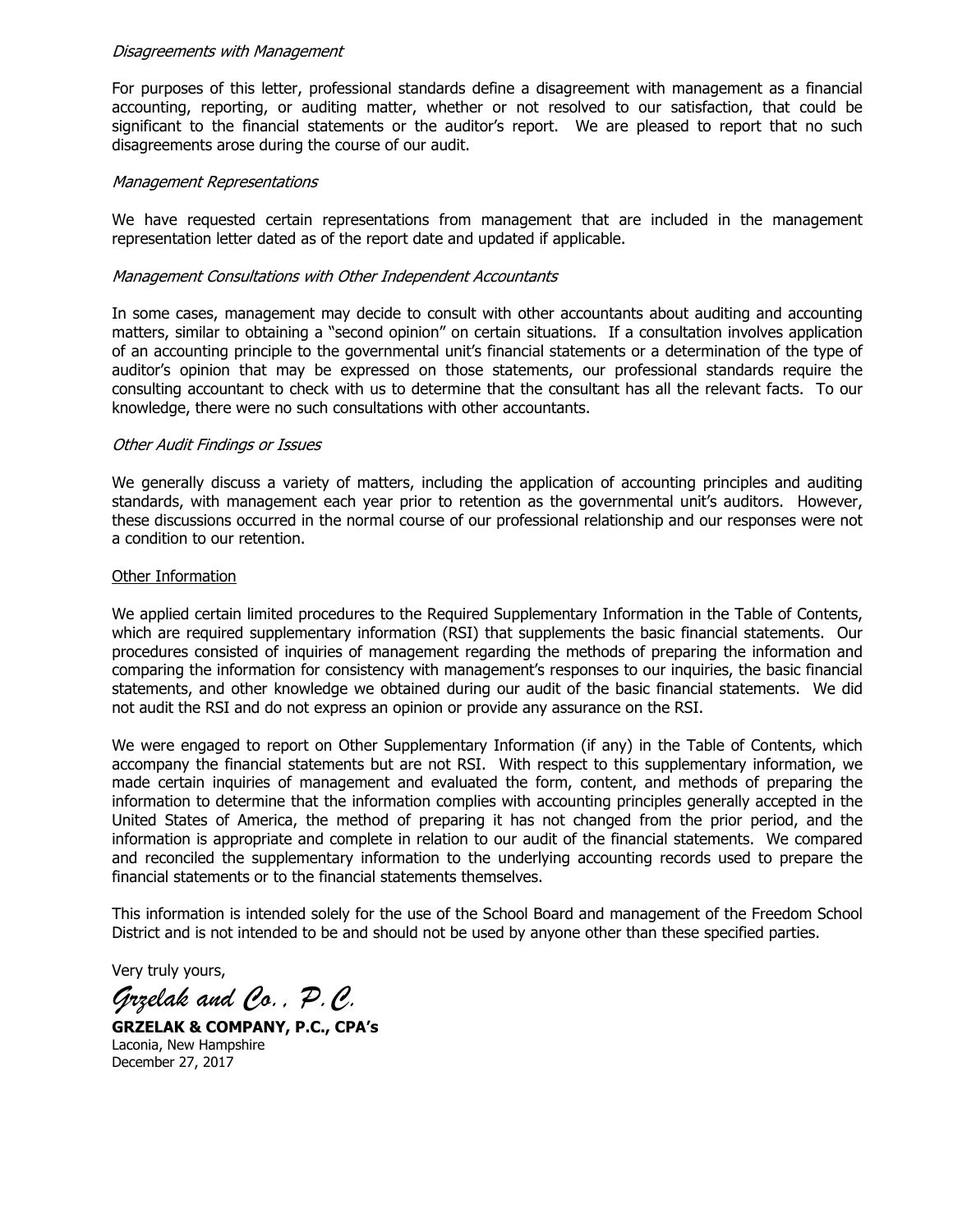*Disagreements with Management*

For purposes of this letter, professional standards define a disagreement with management as a financial accounting, reporting, or auditing matter, whether or not resolved to our satisfaction, that could be significant to the financial statements or the auditor's report. We are pleased to report that no such disagreements arose during the course of our audit.

*Management Representations*

We have requested certain representations from management that are included in the management representation letter dated as of the report date and updated if applicable.

*Management Consultations with Other Independent Accountants*

In some cases, management may decide to consult with other accountants about auditing and accounting matters, similar to obtaining a "second opinion" on certain situations. If a consultation involves application of an accounting principle to the governmental unit's financial statements or a determination of the type of auditor's opinion that may be expressed on those statements, our professional standards require the consulting accountant to check with us to determine that the consultant has all the relevant facts. To our knowledge, there were no such consultations with other accountants.

*Other Audit Findings or Issues*

We generally discuss a variety of matters, including the application of accounting principles and auditing standards, with management each year prior to retention as the governmental unit's auditors. However, these discussions occurred in the normal course of our professional relationship and our responses were not a condition to our retention.

Other Information

We applied certain limited procedures to the Required Supplementary Information in the Table of Contents, which are required supplementary information (RSI) that supplements the basic financial statements. Our procedures consisted of inquiries of management regarding the methods of preparing the information and comparing the information for consistency with management's responses to our inquiries, the basic financial statements, and other knowledge we obtained during our audit of the basic financial statements. We did not audit the RSI and do not express an opinion or provide any assurance on the RSI.

We were engaged to report on Other Supplementary Information (if any) in the Table of Contents, which accompany the financial statements but are not RSI. With respect to this supplementary information, we made certain inquiries of management and evaluated the form, content, and methods of preparing the information to determine that the information complies with accounting principles generally accepted in the United States of America, the method of preparing it has not changed from the prior period, and the information is appropriate and complete in relation to our audit of the financial statements. We compared and reconciled the supplementary information to the underlying accounting records used to prepare the financial statements or to the financial statements themselves.

This information is intended solely for the use of the School Board and management of the Freedom School District and is not intended to be and should not be used by anyone other than these specified parties.

Very truly yours,

*Grzelak and Co., P.C.*

**GRZELAK & COMPANY, P.C., CPA's**
Laconia, New Hampshire
December 27, 2017